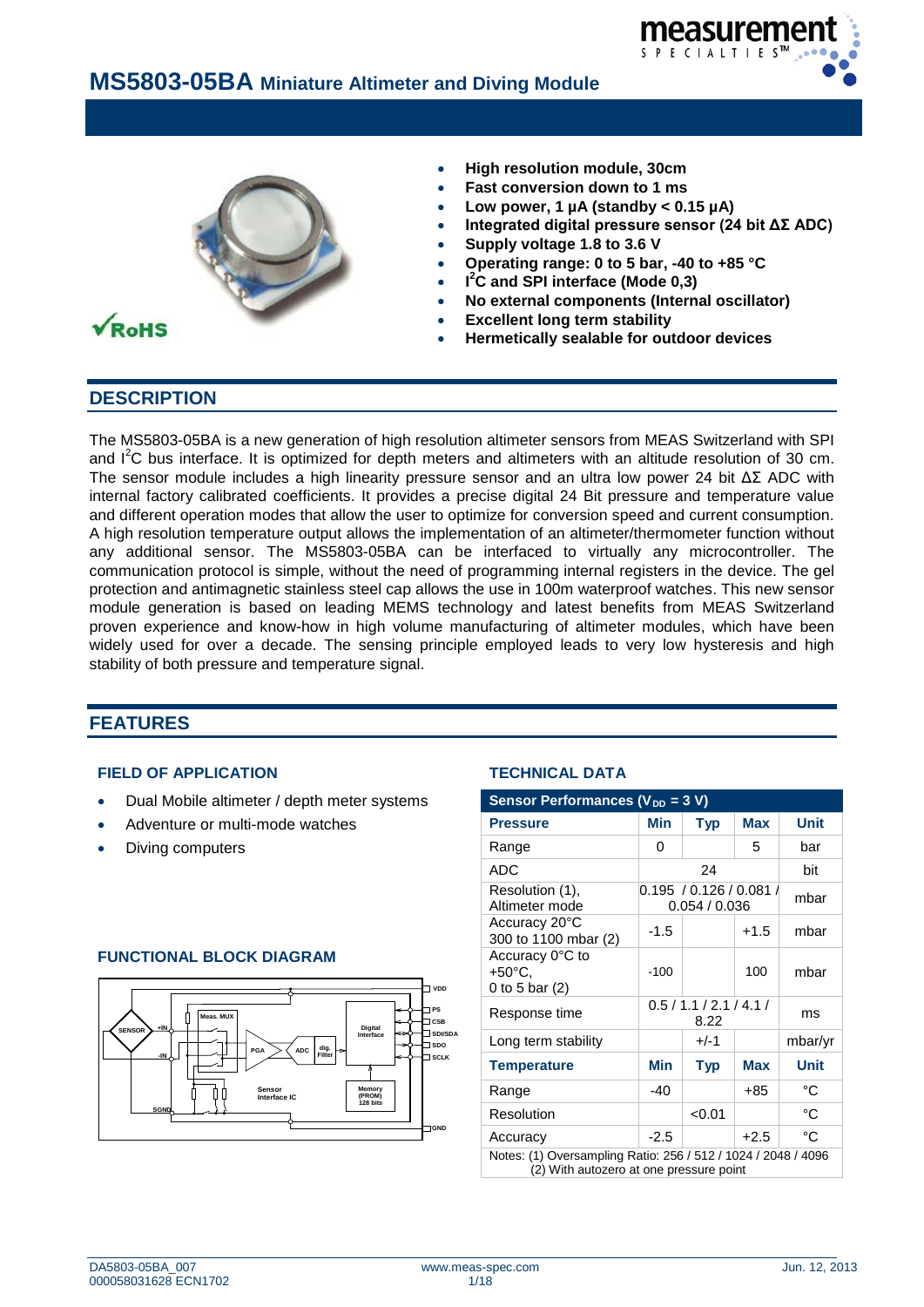# MS5803-05BA Miniature Altimeter and Diving Module

- High resolution module, 30cm
- Fast conversion down to 1 ms
- Low power, 1 µA (standby < 0.15 µA)
- Integrated digital pressure sensor (24 bit ΔΣ ADC)
- Supply voltage 1.8 to 3.6 V
- Operating range: 0 to 5 bar, -40 to +85 °C
- $I^2C$ and SPI interface (Mode 0,3)
- No external components (Internal oscillator)
- Excellent long term stability
- Hermetically sealable for outdoor devices

RoHS

## DESCRIPTION

The MS5803-05BA is a new generation of high resolution altimeter sensors from MEAS Switzerland with SPI and $I^2C$ bus interface. It is optimized for depth meters and altimeters with an altitude resolution of 30 cm. The sensor module includes a high linearity pressure sensor and an ultra low power 24 bit ΔΣ ADC with internal factory calibrated coefficients. It provides a precise digital 24 Bit pressure and temperature value and different operation modes that allow the user to optimize for conversion speed and current consumption. A high resolution temperature output allows the implementation of an altimeter/thermometer function without any additional sensor. The MS5803-05BA can be interfaced to virtually any microcontroller. The communication protocol is simple, without the need of programming internal registers in the device. The gel protection and antimagnetic stainless steel cap allows the use in 100m waterproof watches. This new sensor module generation is based on leading MEMS technology and latest benefits from MEAS Switzerland proven experience and know-how in high volume manufacturing of altimeter modules, which have been widely used for over a decade. The sensing principle employed leads to very low hysteresis and high stability of both pressure and temperature signal.

## FEATURES

### FIELD OF APPLICATION

- Dual Mobile altimeter / depth meter systems
- Adventure or multi-mode watches
- Diving computers

### FUNCTIONAL BLOCK DIAGRAM

SENSOR, +IN, -IN, SGND, Meas. MUX, PGA, ADC, dig. Filter, Digital Interface, Memory (PROM) 128 bits, Sensor Interface IC, VDD, PS, CSB, SDI/SDA, SDO, SCLK, GND

### TECHNICAL DATA

| Sensor Performances ($V_{DD}$ = 3 V) | | | | |
|---|---|---|---|---|
| **Pressure** | **Min** | **Typ** | **Max** | **Unit** |
| Range | 0 | | 5 | bar |
| ADC | | 24 | | bit |
| Resolution (1), Altimeter mode | | 0.195 / 0.126 / 0.081 / 0.054 / 0.036 | | mbar |
| Accuracy 20°C 300 to 1100 mbar (2) | -1.5 | | +1.5 | mbar |
| Accuracy 0°C to +50°C, 0 to 5 bar (2) | -100 | | 100 | mbar |
| Response time | | 0.5 / 1.1 / 2.1 / 4.1 / 8.22 | | ms |
| Long term stability | | +/-1 | | mbar/yr |
| **Temperature** | **Min** | **Typ** | **Max** | **Unit** |
| Range | -40 | | +85 | °C |
| Resolution | | <0.01 | | °C |
| Accuracy | -2.5 | | +2.5 | °C |

Notes: (1) Oversampling Ratio: 256 / 512 / 1024 / 2048 / 4096
(2) With autozero at one pressure point

DA5803-05BA_007
000058031628 ECN1702
www.meas-spec.com
Jun. 12, 2013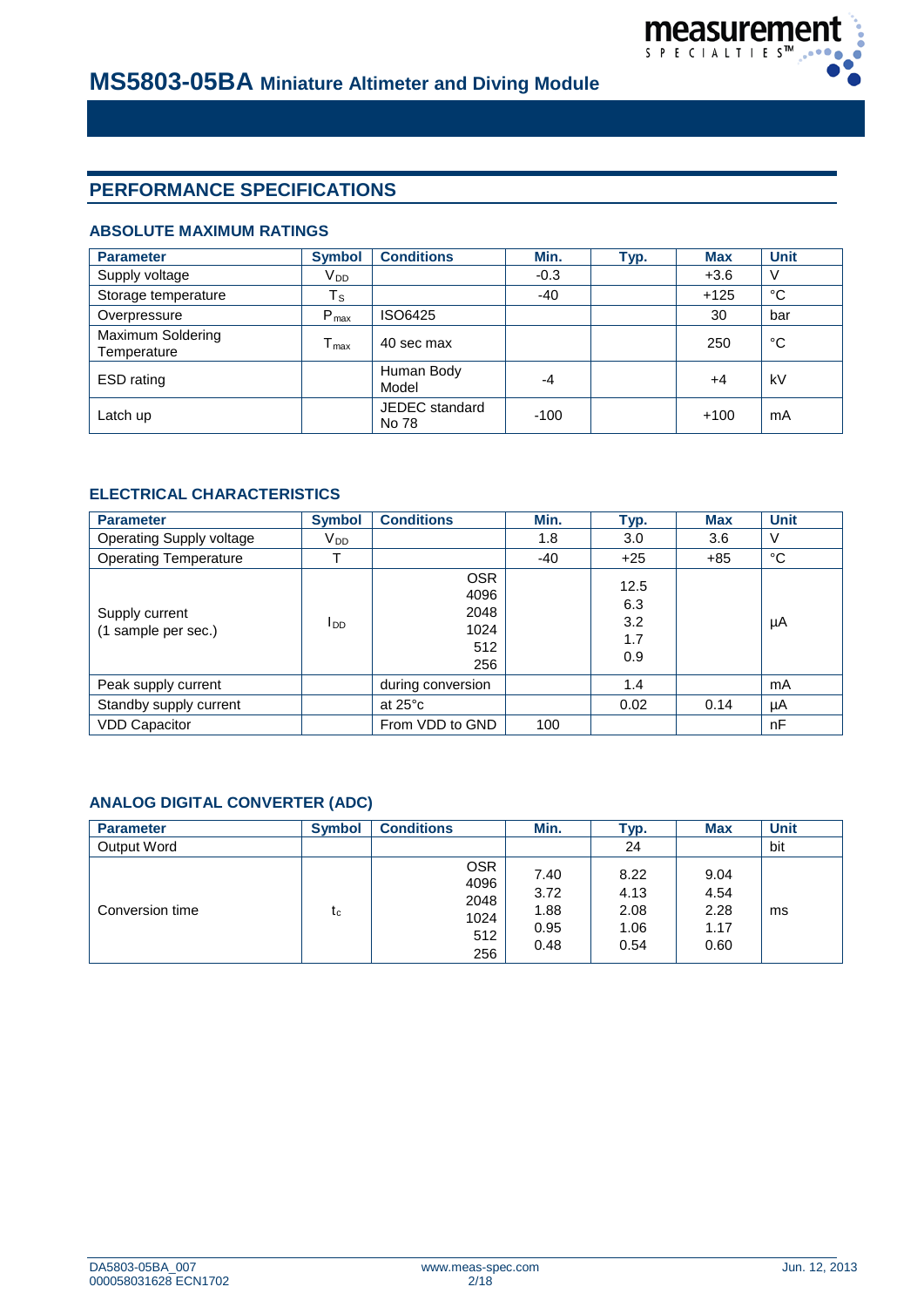## PERFORMANCE SPECIFICATIONS

### ABSOLUTE MAXIMUM RATINGS

| Parameter | Symbol | Conditions | Min. | Typ. | Max | Unit |
|---|---|---|---|---|---|---|
| Supply voltage | $V_{DD}$ | | -0.3 | | +3.6 | V |
| Storage temperature | $T_S$ | | -40 | | +125 | °C |
| Overpressure | $P_{max}$ | ISO6425 | | | 30 | bar |
| Maximum Soldering Temperature | $T_{max}$ | 40 sec max | | | 250 | °C |
| ESD rating | | Human Body Model | -4 | | +4 | kV |
| Latch up | | JEDEC standard No 78 | -100 | | +100 | mA |

### ELECTRICAL CHARACTERISTICS

| Parameter | Symbol | Conditions | Min. | Typ. | Max | Unit |
|---|---|---|---|---|---|---|
| Operating Supply voltage | $V_{DD}$ | | 1.8 | 3.0 | 3.6 | V |
| Operating Temperature | T | | -40 | +25 | +85 | °C |
| Supply current (1 sample per sec.) | $I_{DD}$ | OSR 4096 2048 1024 512 256 | | 12.5 6.3 3.2 1.7 0.9 | | µA |
| Peak supply current | | during conversion | | 1.4 | | mA |
| Standby supply current | | at 25°c | | 0.02 | 0.14 | µA |
| VDD Capacitor | | From VDD to GND | 100 | | | nF |

### ANALOG DIGITAL CONVERTER (ADC)

| Parameter | Symbol | Conditions | Min. | Typ. | Max | Unit |
|---|---|---|---|---|---|---|
| Output Word | | | | 24 | | bit |
| Conversion time | $t_c$ | OSR 4096 2048 1024 512 256 | 7.40 3.72 1.88 0.95 0.48 | 8.22 4.13 2.08 1.06 0.54 | 9.04 4.54 2.28 1.17 0.60 | ms |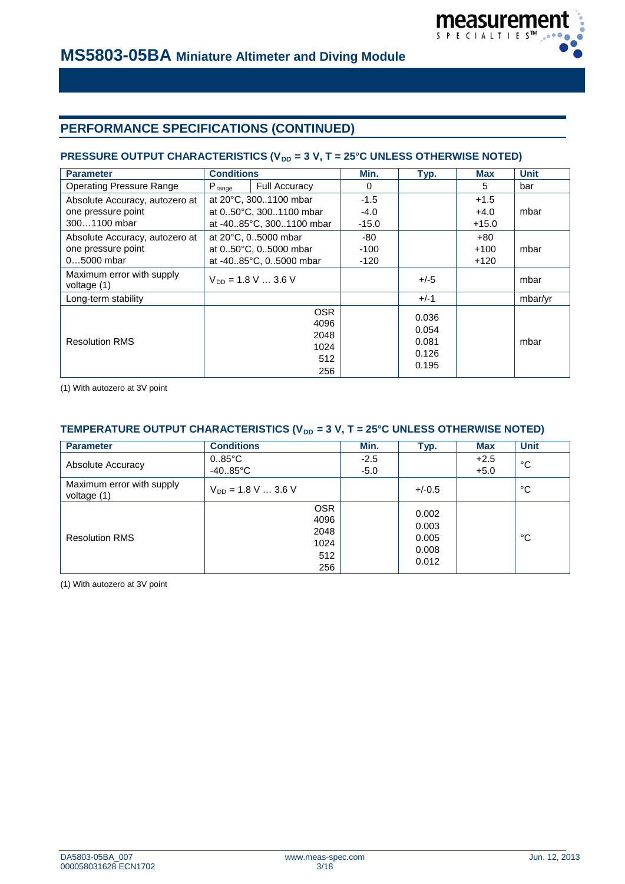## PERFORMANCE SPECIFICATIONS (CONTINUED)

### PRESSURE OUTPUT CHARACTERISTICS ($V_{DD}$ = 3 V, T = 25°C UNLESS OTHERWISE NOTED)

| Parameter | Conditions | | Min. | Typ. | Max | Unit |
|---|---|---|---|---|---|---|
| Operating Pressure Range | $P_{range}$ | Full Accuracy | 0 | | 5 | bar |
| Absolute Accuracy, autozero at one pressure point 300…1100 mbar | at 20°C, 300..1100 mbar<br>at 0..50°C, 300..1100 mbar<br>at -40..85°C, 300..1100 mbar | | -1.5<br>-4.0<br>-15.0 | | +1.5<br>+4.0<br>+15.0 | mbar |
| Absolute Accuracy, autozero at one pressure point 0…5000 mbar | at 20°C, 0..5000 mbar<br>at 0..50°C, 0..5000 mbar<br>at -40..85°C, 0..5000 mbar | | -80<br>-100<br>-120 | | +80<br>+100<br>+120 | mbar |
| Maximum error with supply voltage (1) | $V_{DD}$ = 1.8 V … 3.6 V | | | +/-5 | | mbar |
| Long-term stability | | | | +/-1 | | mbar/yr |
| Resolution RMS | OSR<br>4096<br>2048<br>1024<br>512<br>256 | | | <br>0.036<br>0.054<br>0.081<br>0.126<br>0.195 | | mbar |

(1) With autozero at 3V point

### TEMPERATURE OUTPUT CHARACTERISTICS ($V_{DD}$ = 3 V, T = 25°C UNLESS OTHERWISE NOTED)

| Parameter | Conditions | Min. | Typ. | Max | Unit |
|---|---|---|---|---|---|
| Absolute Accuracy | 0..85°C<br>-40..85°C | -2.5<br>-5.0 | | +2.5<br>+5.0 | °C |
| Maximum error with supply voltage (1) | $V_{DD}$ = 1.8 V … 3.6 V | | +/-0.5 | | °C |
| Resolution RMS | OSR<br>4096<br>2048<br>1024<br>512<br>256 | | <br>0.002<br>0.003<br>0.005<br>0.008<br>0.012 | | °C |

(1) With autozero at 3V point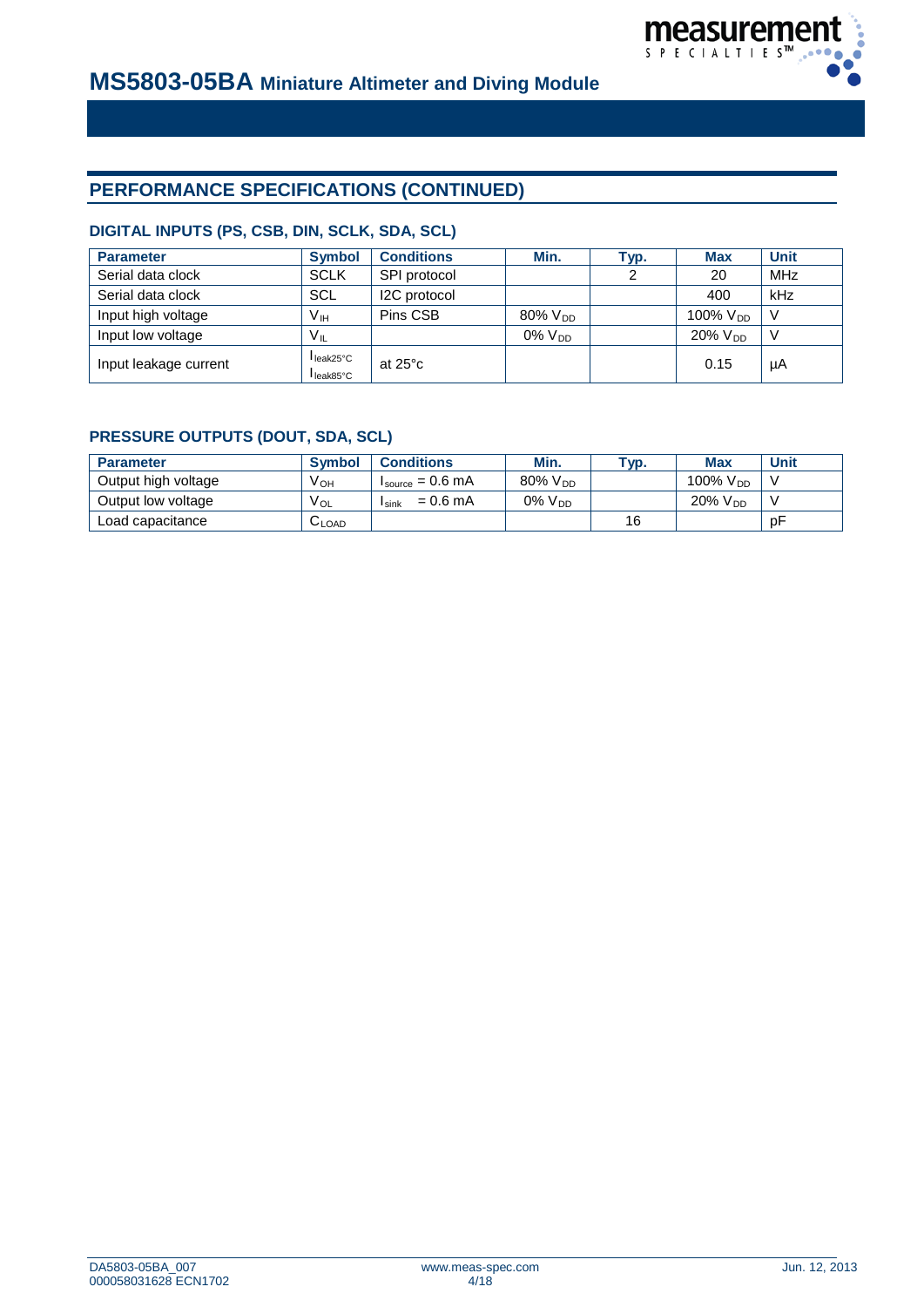## PERFORMANCE SPECIFICATIONS (CONTINUED)

### DIGITAL INPUTS (PS, CSB, DIN, SCLK, SDA, SCL)

| Parameter | Symbol | Conditions | Min. | Typ. | Max | Unit |
|---|---|---|---|---|---|---|
| Serial data clock | SCLK | SPI protocol | | 2 | 20 | MHz |
| Serial data clock | SCL | I2C protocol | | | 400 | kHz |
| Input high voltage | $V_{IH}$ | Pins CSB | 80% $V_{DD}$ | | 100% $V_{DD}$ | V |
| Input low voltage | $V_{IL}$ | | 0% $V_{DD}$ | | 20% $V_{DD}$ | V |
| Input leakage current | $I_{leak25°C}$ $I_{leak85°C}$ | at 25°c | | | 0.15 | µA |

### PRESSURE OUTPUTS (DOUT, SDA, SCL)

| Parameter | Symbol | Conditions | Min. | Typ. | Max | Unit |
|---|---|---|---|---|---|---|
| Output high voltage | $V_{OH}$ | $I_{source}$ = 0.6 mA | 80% $V_{DD}$ | | 100% $V_{DD}$ | V |
| Output low voltage | $V_{OL}$ | $I_{sink}$ = 0.6 mA | 0% $V_{DD}$ | | 20% $V_{DD}$ | V |
| Load capacitance | $C_{LOAD}$ | | | 16 | | pF |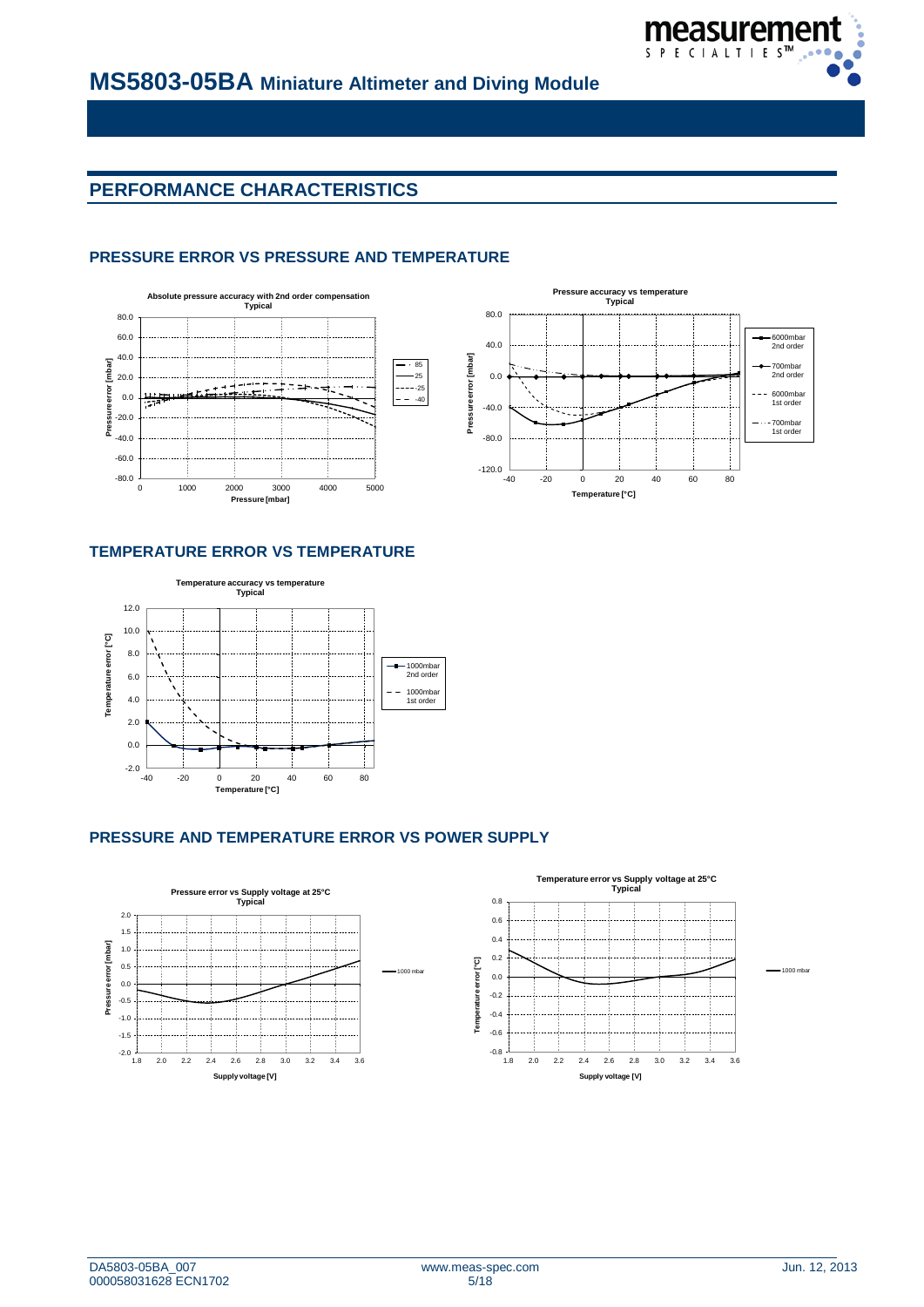# MS5803-05BA Miniature Altimeter and Diving Module

## PERFORMANCE CHARACTERISTICS

### PRESSURE ERROR VS PRESSURE AND TEMPERATURE

### TEMPERATURE ERROR VS TEMPERATURE

### PRESSURE AND TEMPERATURE ERROR VS POWER SUPPLY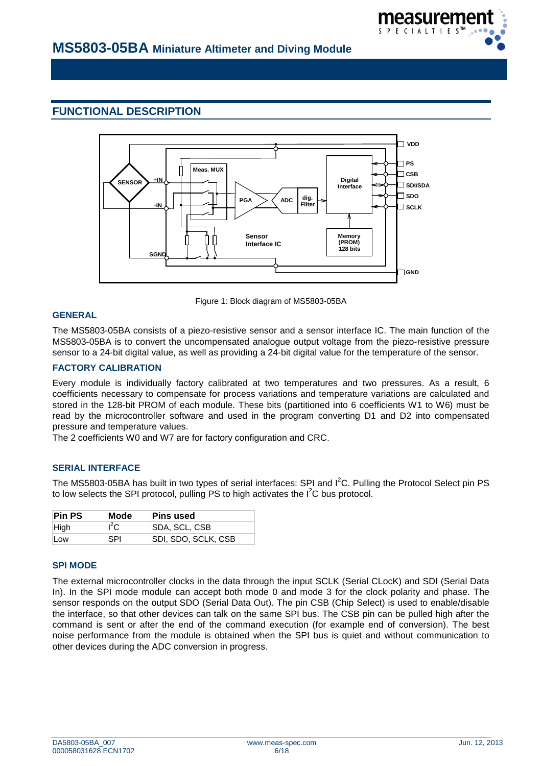## FUNCTIONAL DESCRIPTION

VDD
PS
CSB
SDI/SDA
SDO
SCLK
GND
SENSOR
+IN
-IN
SGND
Meas. MUX
PGA
ADC
dig. Filter
Digital Interface
Sensor Interface IC
Memory (PROM) 128 bits

Figure 1: Block diagram of MS5803-05BA

### GENERAL

The MS5803-05BA consists of a piezo-resistive sensor and a sensor interface IC. The main function of the MS5803-05BA is to convert the uncompensated analogue output voltage from the piezo-resistive pressure sensor to a 24-bit digital value, as well as providing a 24-bit digital value for the temperature of the sensor.

### FACTORY CALIBRATION

Every module is individually factory calibrated at two temperatures and two pressures. As a result, 6 coefficients necessary to compensate for process variations and temperature variations are calculated and stored in the 128-bit PROM of each module. These bits (partitioned into 6 coefficients W1 to W6) must be read by the microcontroller software and used in the program converting D1 and D2 into compensated pressure and temperature values.
The 2 coefficients W0 and W7 are for factory configuration and CRC.

### SERIAL INTERFACE

The MS5803-05BA has built in two types of serial interfaces: SPI and $I^2C$. Pulling the Protocol Select pin PS to low selects the SPI protocol, pulling PS to high activates the $I^2C$ bus protocol.

| Pin PS | Mode | Pins used |
|---|---|---|
| High | $I^2C$ | SDA, SCL, CSB |
| Low | SPI | SDI, SDO, SCLK, CSB |

### SPI MODE

The external microcontroller clocks in the data through the input SCLK (Serial CLocK) and SDI (Serial Data In). In the SPI mode module can accept both mode 0 and mode 3 for the clock polarity and phase. The sensor responds on the output SDO (Serial Data Out). The pin CSB (Chip Select) is used to enable/disable the interface, so that other devices can talk on the same SPI bus. The CSB pin can be pulled high after the command is sent or after the end of the command execution (for example end of conversion). The best noise performance from the module is obtained when the SPI bus is quiet and without communication to other devices during the ADC conversion in progress.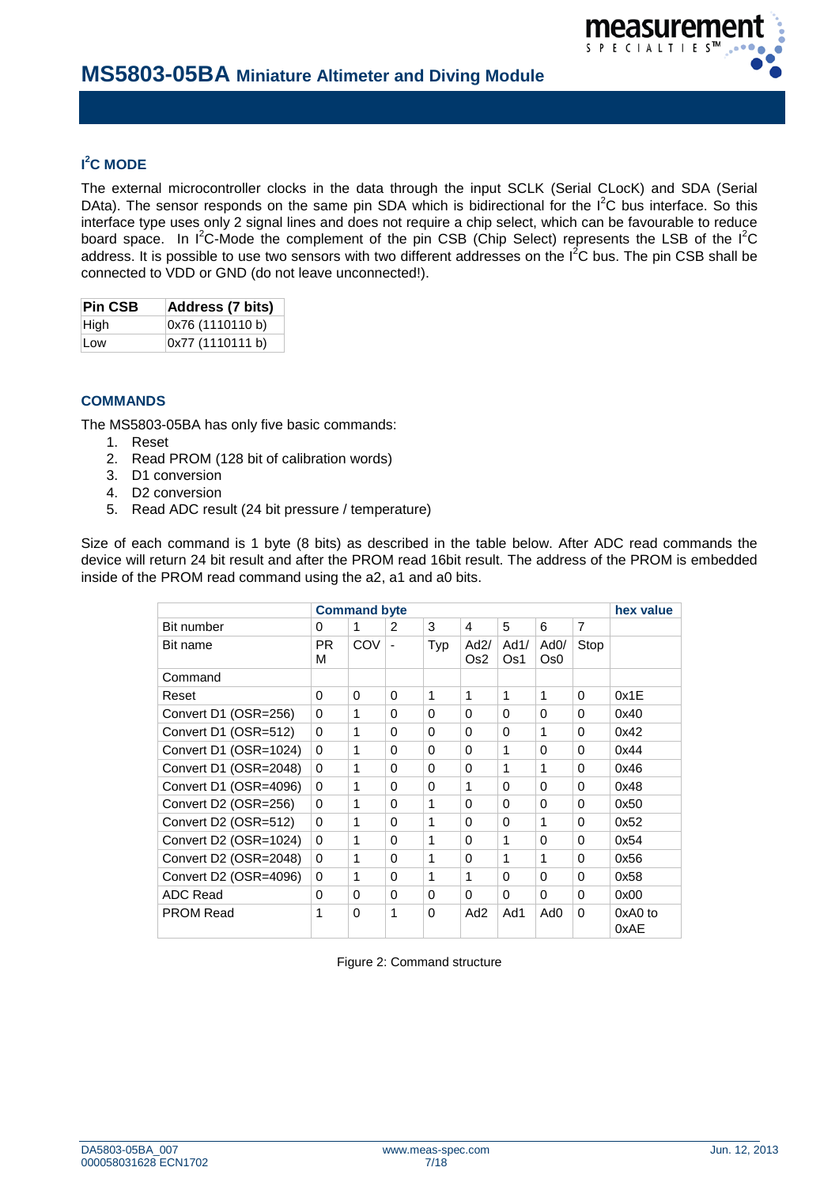## I²C MODE

The external microcontroller clocks in the data through the input SCLK (Serial CLocK) and SDA (Serial DAta). The sensor responds on the same pin SDA which is bidirectional for the I²C bus interface. So this interface type uses only 2 signal lines and does not require a chip select, which can be favourable to reduce board space. In I²C-Mode the complement of the pin CSB (Chip Select) represents the LSB of the I²C address. It is possible to use two sensors with two different addresses on the I²C bus. The pin CSB shall be connected to VDD or GND (do not leave unconnected!).

| Pin CSB | Address (7 bits) |
|---|---|
| High | 0x76 (1110110 b) |
| Low | 0x77 (1110111 b) |

## COMMANDS

The MS5803-05BA has only five basic commands:

1. Reset
2. Read PROM (128 bit of calibration words)
3. D1 conversion
4. D2 conversion
5. Read ADC result (24 bit pressure / temperature)

Size of each command is 1 byte (8 bits) as described in the table below. After ADC read commands the device will return 24 bit result and after the PROM read 16bit result. The address of the PROM is embedded inside of the PROM read command using the a2, a1 and a0 bits.

| | Command byte | | | | | | | | hex value |
|---|---|---|---|---|---|---|---|---|---|
| Bit number | 0 | 1 | 2 | 3 | 4 | 5 | 6 | 7 | |
| Bit name | PRM | COV | - | Typ | Ad2/ Os2 | Ad1/ Os1 | Ad0/ Os0 | Stop | |
| Command | | | | | | | | | |
| Reset | 0 | 0 | 0 | 1 | 1 | 1 | 1 | 0 | 0x1E |
| Convert D1 (OSR=256) | 0 | 1 | 0 | 0 | 0 | 0 | 0 | 0 | 0x40 |
| Convert D1 (OSR=512) | 0 | 1 | 0 | 0 | 0 | 0 | 1 | 0 | 0x42 |
| Convert D1 (OSR=1024) | 0 | 1 | 0 | 0 | 0 | 1 | 0 | 0 | 0x44 |
| Convert D1 (OSR=2048) | 0 | 1 | 0 | 0 | 0 | 1 | 1 | 0 | 0x46 |
| Convert D1 (OSR=4096) | 0 | 1 | 0 | 0 | 1 | 0 | 0 | 0 | 0x48 |
| Convert D2 (OSR=256) | 0 | 1 | 0 | 1 | 0 | 0 | 0 | 0 | 0x50 |
| Convert D2 (OSR=512) | 0 | 1 | 0 | 1 | 0 | 0 | 1 | 0 | 0x52 |
| Convert D2 (OSR=1024) | 0 | 1 | 0 | 1 | 0 | 1 | 0 | 0 | 0x54 |
| Convert D2 (OSR=2048) | 0 | 1 | 0 | 1 | 0 | 1 | 1 | 0 | 0x56 |
| Convert D2 (OSR=4096) | 0 | 1 | 0 | 1 | 1 | 0 | 0 | 0 | 0x58 |
| ADC Read | 0 | 0 | 0 | 0 | 0 | 0 | 0 | 0 | 0x00 |
| PROM Read | 1 | 0 | 1 | 0 | Ad2 | Ad1 | Ad0 | 0 | 0xA0 to 0xAE |

Figure 2: Command structure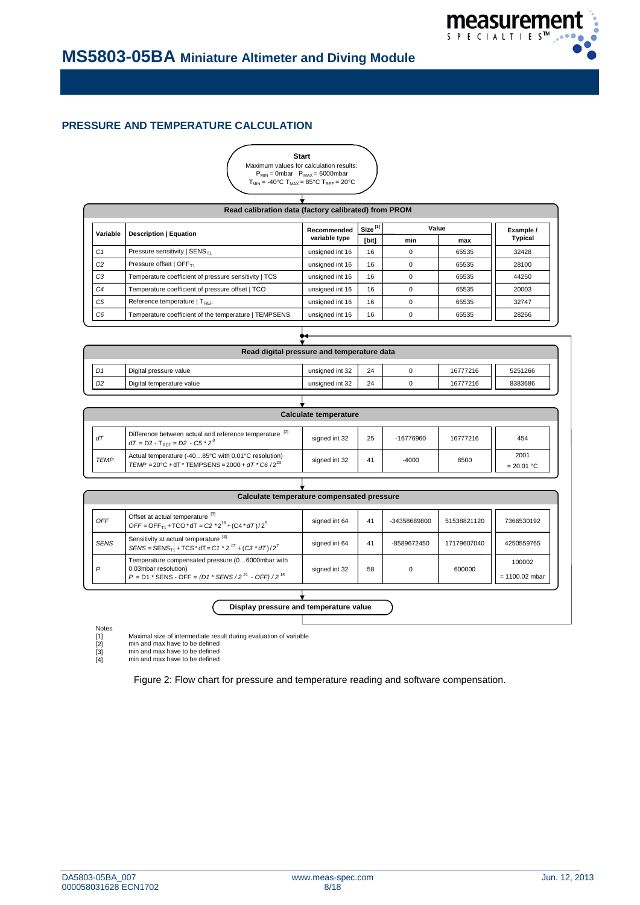## PRESSURE AND TEMPERATURE CALCULATION

**Start**
Maximum values for calculation results:
$P_{MIN}$ = 0mbar $P_{MAX}$ = 6000mbar
$T_{MIN}$ = -40°C $T_{MAX}$ = 85°C $T_{REF}$ = 20°C

**Read calibration data (factory calibrated) from PROM**

| Variable | Description \| Equation | Recommended variable type | Size [1] [bit] | Value min | Value max | Example / Typical |
|---|---|---|---|---|---|---|
| C1 | Pressure sensitivity \| $SENS_{T1}$ | unsigned int 16 | 16 | 0 | 65535 | 32428 |
| C2 | Pressure offset \| $OFF_{T1}$ | unsigned int 16 | 16 | 0 | 65535 | 28100 |
| C3 | Temperature coefficient of pressure sensitivity \| TCS | unsigned int 16 | 16 | 0 | 65535 | 44250 |
| C4 | Temperature coefficient of pressure offset \| TCO | unsigned int 16 | 16 | 0 | 65535 | 20003 |
| C5 | Reference temperature \| $T_{REF}$ | unsigned int 16 | 16 | 0 | 65535 | 32747 |
| C6 | Temperature coefficient of the temperature \| TEMPSENS | unsigned int 16 | 16 | 0 | 65535 | 28266 |

**Read digital pressure and temperature data**

| Variable | Description \| Equation | Recommended variable type | Size [1] [bit] | Value min | Value max | Example / Typical |
|---|---|---|---|---|---|---|
| D1 | Digital pressure value | unsigned int 32 | 24 | 0 | 16777216 | 5251266 |
| D2 | Digital temperature value | unsigned int 32 | 24 | 0 | 16777216 | 8383686 |

**Calculate temperature**

| Variable | Description \| Equation | Recommended variable type | Size [1] [bit] | Value min | Value max | Example / Typical |
|---|---|---|---|---|---|---|
| dT | Difference between actual and reference temperature [2] $dT = D2 - T_{REF} = D2 - C5 * 2^8$ | signed int 32 | 25 | -16776960 | 16777216 | 454 |
| TEMP | Actual temperature (-40…85°C with 0.01°C resolution) $TEMP = 20°C + dT * TEMPSENS = 2000 + dT * C6 / 2^{23}$ | signed int 32 | 41 | -4000 | 8500 | 2001 = 20.01 °C |

**Calculate temperature compensated pressure**

| Variable | Description \| Equation | Recommended variable type | Size [1] [bit] | Value min | Value max | Example / Typical |
|---|---|---|---|---|---|---|
| OFF | Offset at actual temperature [3] $OFF = OFF_{T1} + TCO * dT = C2 * 2^{18} + (C4 * dT) / 2^5$ | signed int 64 | 41 | -34358689800 | 51538821120 | 7366530192 |
| SENS | Sensitivity at actual temperature [4] $SENS = SENS_{T1} + TCS * dT = C1 * 2^{17} + (C3 * dT) / 2^7$ | signed int 64 | 41 | -8589672450 | 17179607040 | 4250559765 |
| P | Temperature compensated pressure (0…6000mbar with 0.03mbar resolution) $P = D1 * SENS - OFF = (D1 * SENS / 2^{21} - OFF) / 2^{15}$ | signed int 32 | 58 | 0 | 600000 | 100002 = 1100.02 mbar |

**Display pressure and temperature value**

Notes
[1] Maximal size of intermediate result during evaluation of variable
[2] min and max have to be defined
[3] min and max have to be defined
[4] min and max have to be defined

Figure 2: Flow chart for pressure and temperature reading and software compensation.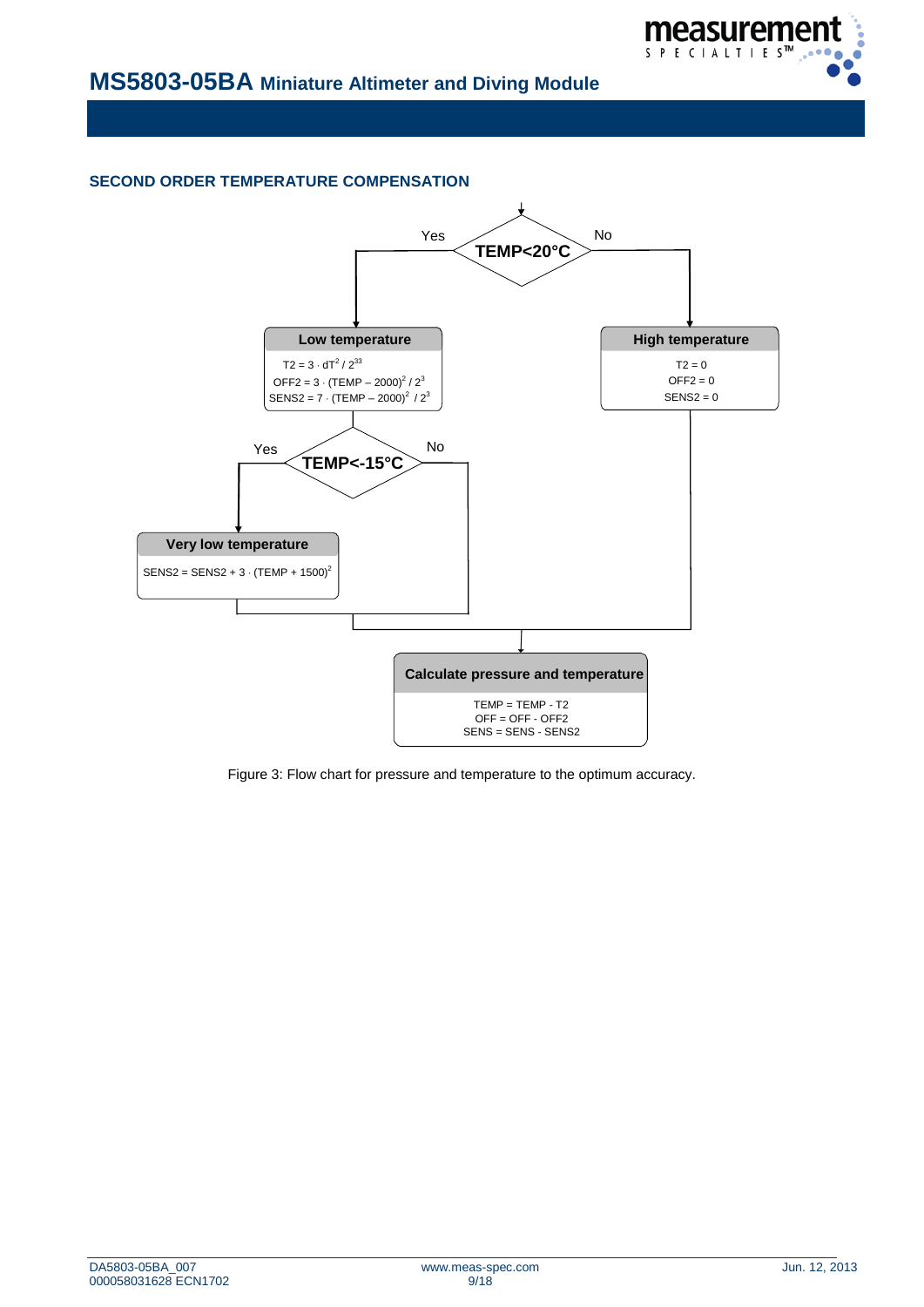## SECOND ORDER TEMPERATURE COMPENSATION

**TEMP<20°C**

Yes → **Low temperature**

$T2 = 3 \cdot dT^2 / 2^{33}$

$OFF2 = 3 \cdot (TEMP - 2000)^2 / 2^3$

$SENS2 = 7 \cdot (TEMP - 2000)^2 / 2^3$

**TEMP<-15°C**

Yes → **Very low temperature**

$SENS2 = SENS2 + 3 \cdot (TEMP + 1500)^2$

No → **High temperature**

$T2 = 0$

$OFF2 = 0$

$SENS2 = 0$

**Calculate pressure and temperature**

$TEMP = TEMP - T2$

$OFF = OFF - OFF2$

$SENS = SENS - SENS2$

Figure 3: Flow chart for pressure and temperature to the optimum accuracy.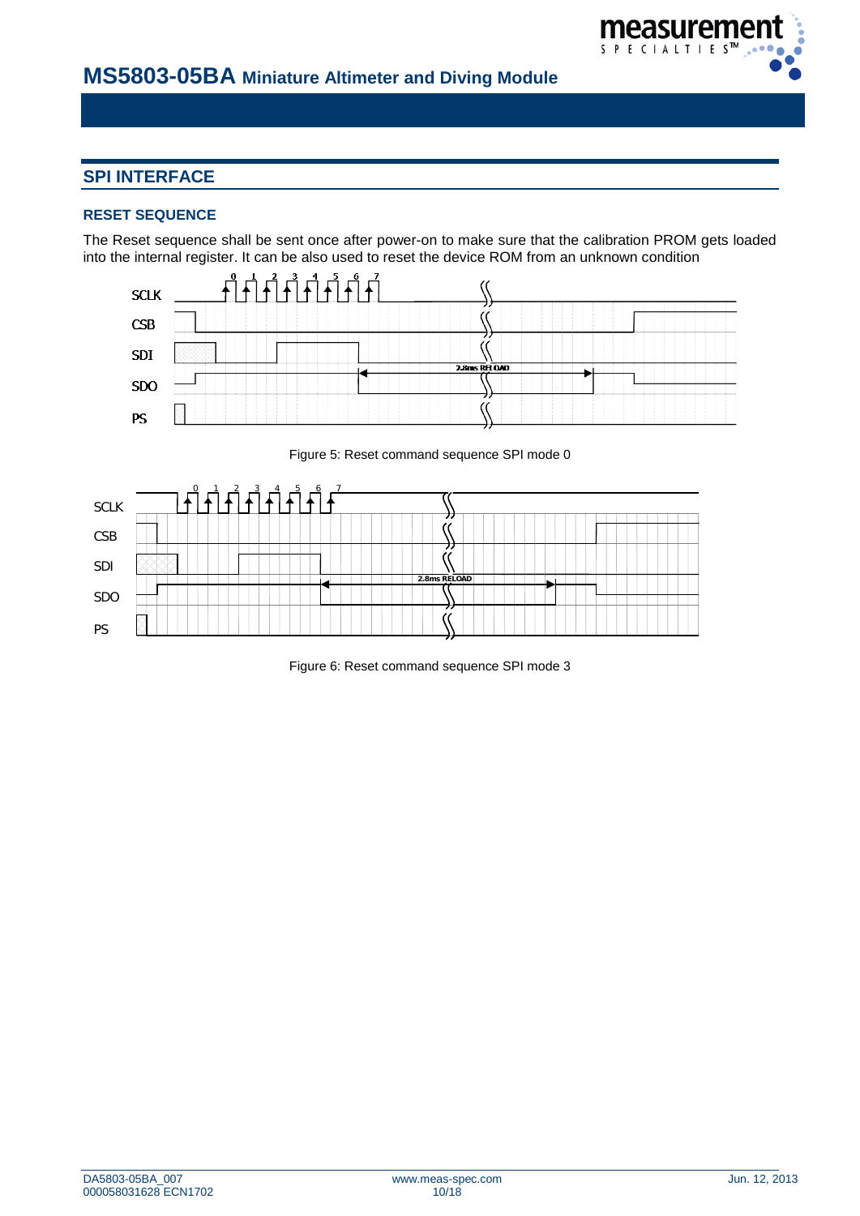## SPI INTERFACE

### RESET SEQUENCE

The Reset sequence shall be sent once after power-on to make sure that the calibration PROM gets loaded into the internal register. It can be also used to reset the device ROM from an unknown condition

SCLK
CSB
SDI
SDO
PS
0 1 2 3 4 5 6 7
2.8ms RELOAD

Figure 5: Reset command sequence SPI mode 0

SCLK
CSB
SDI
SDO
PS
0 1 2 3 4 5 6 7
2.8ms RELOAD

Figure 6: Reset command sequence SPI mode 3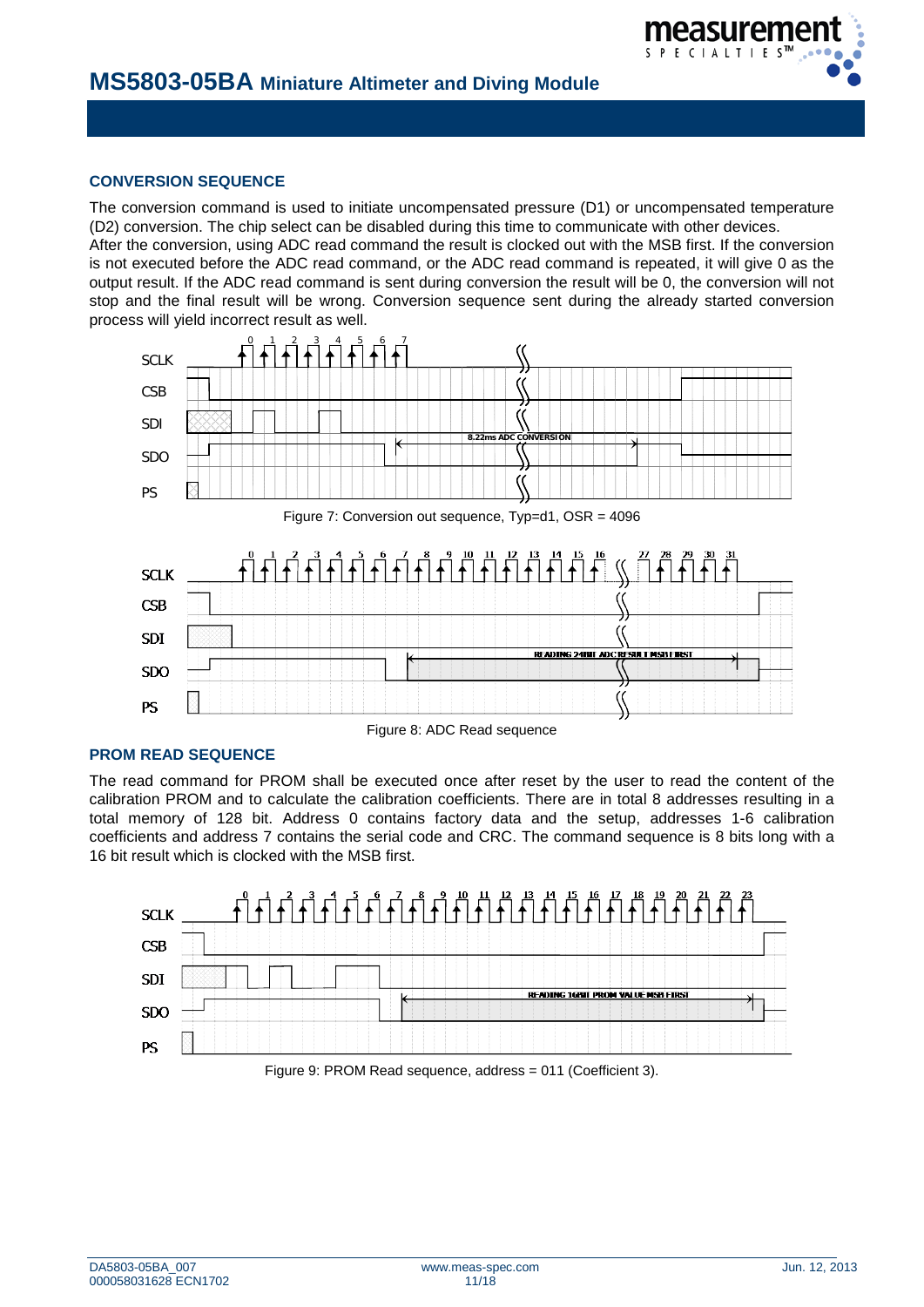## CONVERSION SEQUENCE

The conversion command is used to initiate uncompensated pressure (D1) or uncompensated temperature (D2) conversion. The chip select can be disabled during this time to communicate with other devices. After the conversion, using ADC read command the result is clocked out with the MSB first. If the conversion is not executed before the ADC read command, or the ADC read command is repeated, it will give 0 as the output result. If the ADC read command is sent during conversion the result will be 0, the conversion will not stop and the final result will be wrong. Conversion sequence sent during the already started conversion process will yield incorrect result as well.

SCLK
CSB
SDI
SDO
PS
0 1 2 3 4 5 6 7
8.22ms ADC CONVERSION

Figure 7: Conversion out sequence, Typ=d1, OSR = 4096

SCLK
CSB
SDI
SDO
PS
0 1 2 3 4 5 6 7 8 9 10 11 12 13 14 15 16 27 28 29 30 31
READING 24BIT ADC RESULT MSB FIRST

Figure 8: ADC Read sequence

## PROM READ SEQUENCE

The read command for PROM shall be executed once after reset by the user to read the content of the calibration PROM and to calculate the calibration coefficients. There are in total 8 addresses resulting in a total memory of 128 bit. Address 0 contains factory data and the setup, addresses 1-6 calibration coefficients and address 7 contains the serial code and CRC. The command sequence is 8 bits long with a 16 bit result which is clocked with the MSB first.

SCLK
CSB
SDI
SDO
PS
0 1 2 3 4 5 6 7 8 9 10 11 12 13 14 15 16 17 18 19 20 21 22 23
READING 16BIT PROM VALUE MSB FIRST

Figure 9: PROM Read sequence, address = 011 (Coefficient 3).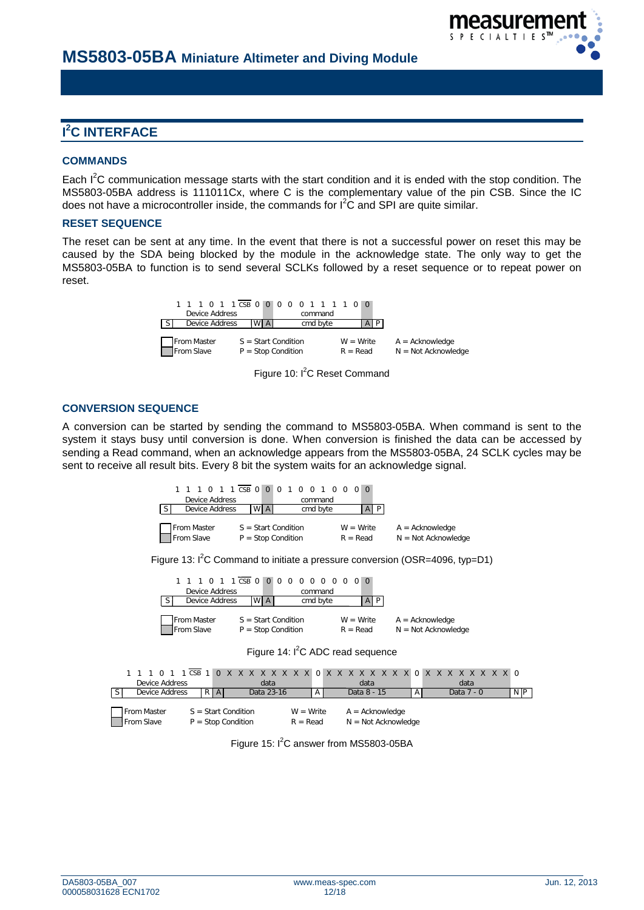## I²C INTERFACE

### COMMANDS

Each I²C communication message starts with the start condition and it is ended with the stop condition. The MS5803-05BA address is 111011Cx, where C is the complementary value of the pin CSB. Since the IC does not have a microcontroller inside, the commands for I²C and SPI are quite similar.

### RESET SEQUENCE

The reset can be sent at any time. In the event that there is not a successful power on reset this may be caused by the SDA being blocked by the module in the acknowledge state. The only way to get the MS5803-05BA to function is to send several SCLKs followed by a reset sequence or to repeat power on reset.

1 1 1 0 1 1 CSB 0 0 0 0 0 1 1 1 1 0 0

Device Address | command

S | Device Address | W | A | cmd byte | A | P

From Master S = Start Condition W = Write A = Acknowledge
From Slave P = Stop Condition R = Read N = Not Acknowledge

Figure 10: I²C Reset Command

### CONVERSION SEQUENCE

A conversion can be started by sending the command to MS5803-05BA. When command is sent to the system it stays busy until conversion is done. When conversion is finished the data can be accessed by sending a Read command, when an acknowledge appears from the MS5803-05BA, 24 SCLK cycles may be sent to receive all result bits. Every 8 bit the system waits for an acknowledge signal.

1 1 1 0 1 1 CSB 0 0 0 1 0 0 1 0 0 0 0

Device Address | command

S | Device Address | W | A | cmd byte | A | P

From Master S = Start Condition W = Write A = Acknowledge
From Slave P = Stop Condition R = Read N = Not Acknowledge

Figure 13: I²C Command to initiate a pressure conversion (OSR=4096, typ=D1)

1 1 1 0 1 1 CSB 0 0 0 0 0 0 0 0 0 0 0

Device Address | command

S | Device Address | W | A | cmd byte | A | P

From Master S = Start Condition W = Write A = Acknowledge
From Slave P = Stop Condition R = Read N = Not Acknowledge

Figure 14: I²C ADC read sequence

1 1 1 0 1 1 CSB 1 0 X X X X X X X X 0 X X X X X X X X 0 X X X X X X X X 0

Device Address | data | data | data

S | Device Address | R | A | Data 23-16 | A | Data 8 - 15 | A | Data 7 - 0 | N | P

From Master S = Start Condition W = Write A = Acknowledge
From Slave P = Stop Condition R = Read N = Not Acknowledge

Figure 15: I²C answer from MS5803-05BA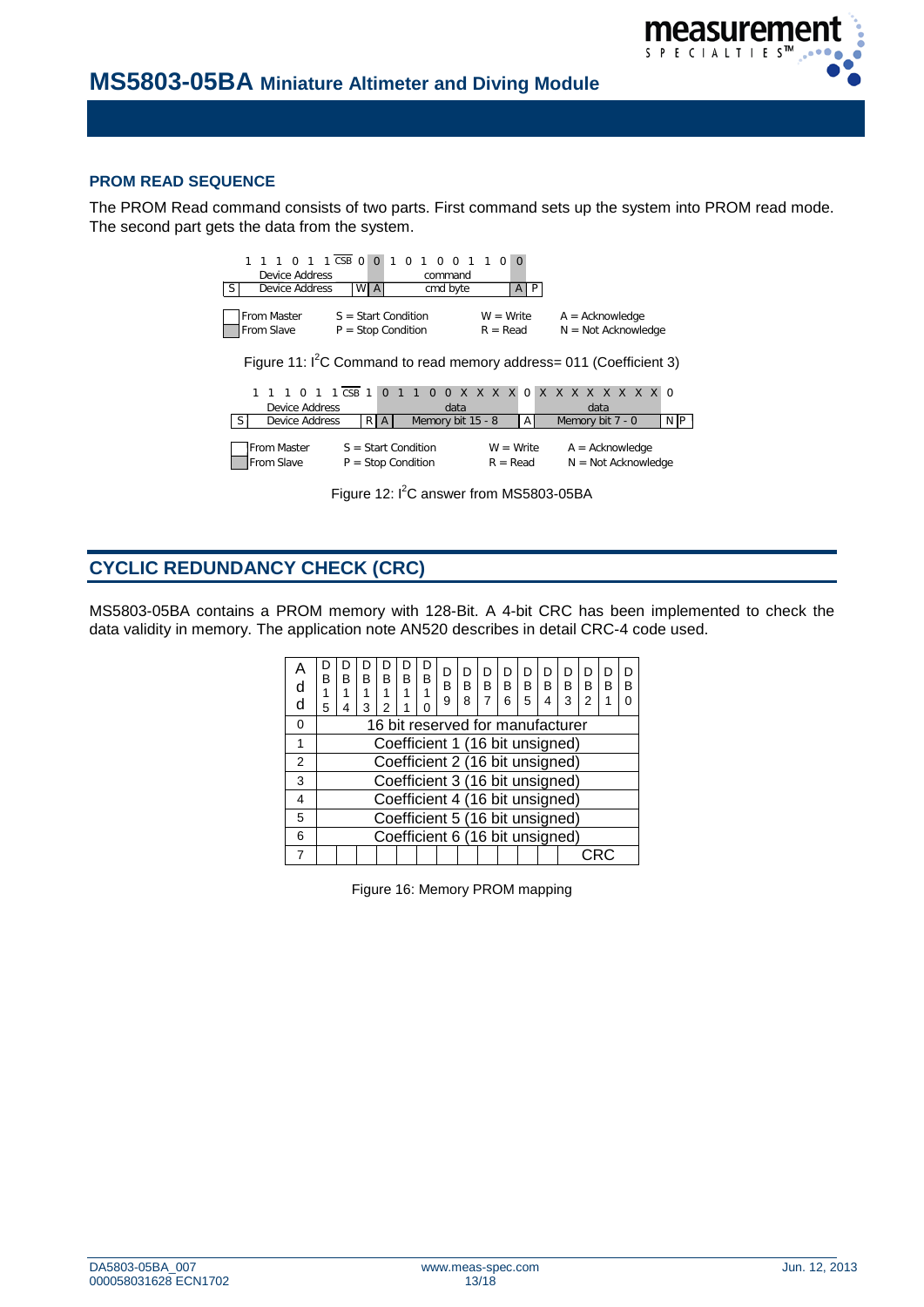#### PROM READ SEQUENCE

The PROM Read command consists of two parts. First command sets up the system into PROM read mode. The second part gets the data from the system.

| | | | | | |
|---|---|---|---|---|---|
| | 1 1 1 0 1 1 CSB 0 | 0 | 1 0 1 0 0 1 1 0 | 0 | |
| | Device Address | | command | | |
| S | Device Address | W A | cmd byte | A | P |

From Master — S = Start Condition — W = Write — A = Acknowledge
From Slave — P = Stop Condition — R = Read — N = Not Acknowledge

Figure 11: I$^2$C Command to read memory address= 011 (Coefficient 3)

| | | | | | | |
|---|---|---|---|---|---|---|
| | 1 1 1 0 1 1 CSB 1 | 0 | 1 1 0 0 X X X X | 0 | X X X X X X X X | 0 |
| | Device Address | | data | | data | |
| S | Device Address | R A | Memory bit 15 - 8 | A | Memory bit 7 - 0 | N P |

From Master — S = Start Condition — W = Write — A = Acknowledge
From Slave — P = Stop Condition — R = Read — N = Not Acknowledge

Figure 12: I$^2$C answer from MS5803-05BA

## CYCLIC REDUNDANCY CHECK (CRC)

MS5803-05BA contains a PROM memory with 128-Bit. A 4-bit CRC has been implemented to check the data validity in memory. The application note AN520 describes in detail CRC-4 code used.

| Add | DB15 | DB14 | DB13 | DB12 | DB11 | DB10 | DB9 | DB8 | DB7 | DB6 | DB5 | DB4 | DB3 | DB2 | DB1 | DB0 |
|---|---|---|---|---|---|---|---|---|---|---|---|---|---|---|---|---|
| 0 | 16 bit reserved for manufacturer | | | | | | | | | | | | | | | |
| 1 | Coefficient 1 (16 bit unsigned) | | | | | | | | | | | | | | | |
| 2 | Coefficient 2 (16 bit unsigned) | | | | | | | | | | | | | | | |
| 3 | Coefficient 3 (16 bit unsigned) | | | | | | | | | | | | | | | |
| 4 | Coefficient 4 (16 bit unsigned) | | | | | | | | | | | | | | | |
| 5 | Coefficient 5 (16 bit unsigned) | | | | | | | | | | | | | | | |
| 6 | Coefficient 6 (16 bit unsigned) | | | | | | | | | | | | | | | |
| 7 | | | | | | | | | | | | | CRC | | | |

Figure 16: Memory PROM mapping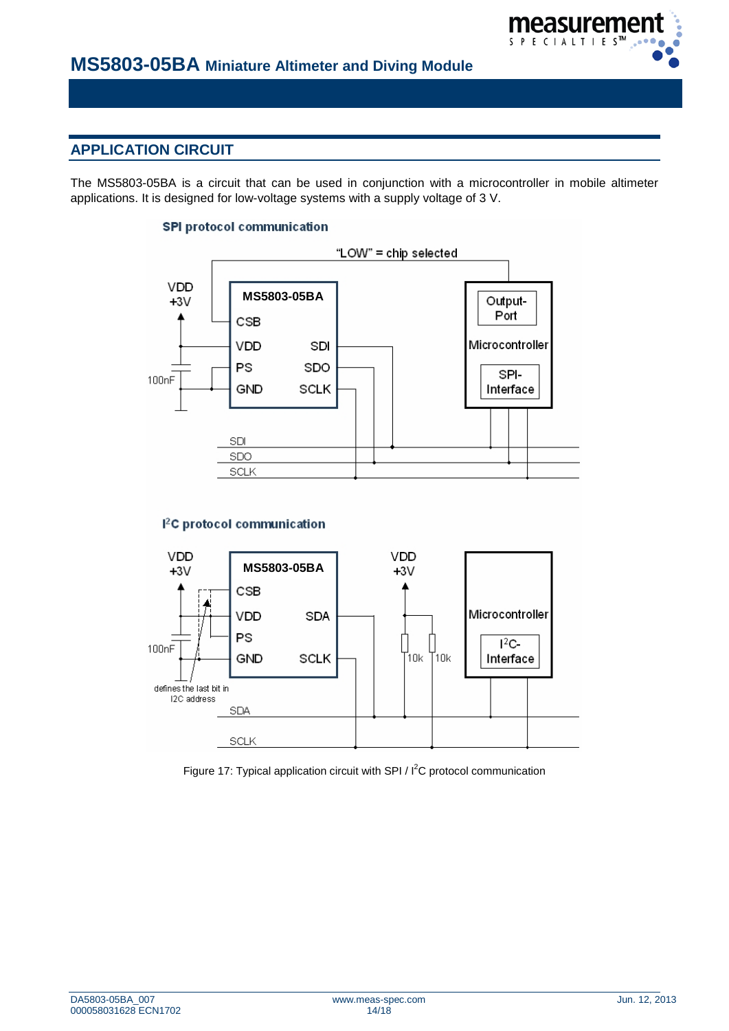## APPLICATION CIRCUIT

The MS5803-05BA is a circuit that can be used in conjunction with a microcontroller in mobile altimeter applications. It is designed for low-voltage systems with a supply voltage of 3 V.

**SPI protocol communication**

"LOW" = chip selected

VDD +3V

100nF

MS5803-05BA

CSB

VDD

PS

GND

SDI

SDO

SCLK

Output-Port

Microcontroller

SPI-Interface

SDI

SDO

SCLK

**I²C protocol communication**

VDD +3V

100nF

defines the last bit in I2C address

MS5803-05BA

CSB

VDD

PS

GND

SDA

SCLK

VDD +3V

10k

10k

Microcontroller

I²C-Interface

SDA

SCLK

Figure 17: Typical application circuit with SPI / I²C protocol communication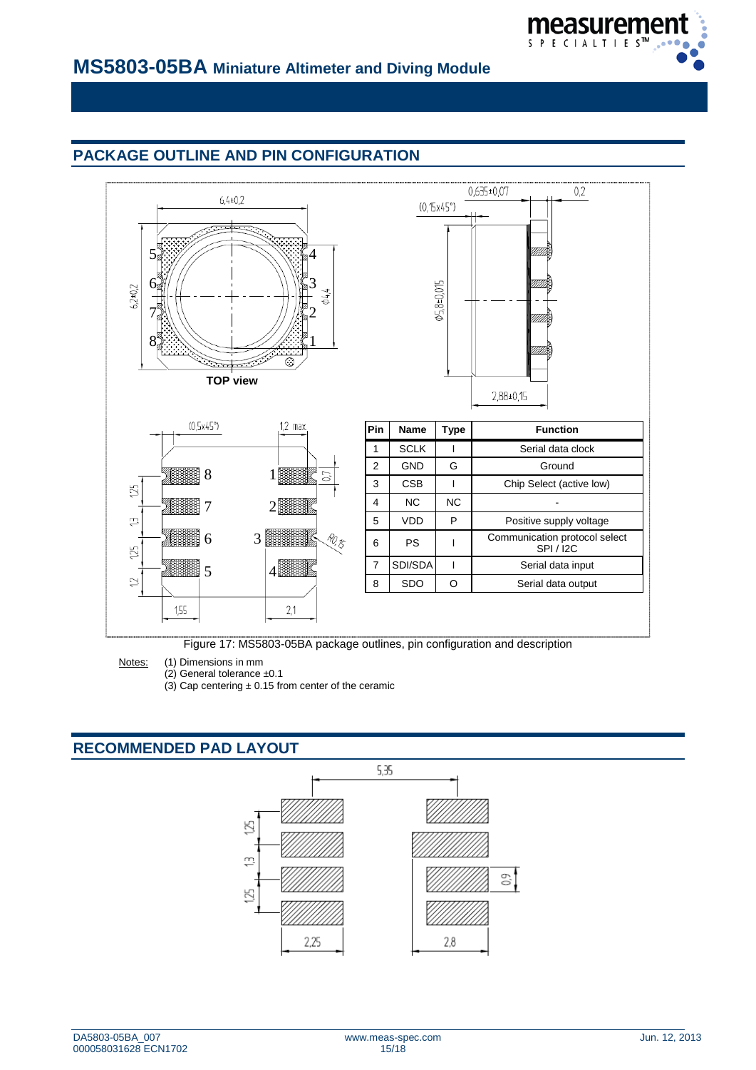# MS5803-05BA Miniature Altimeter and Diving Module

## PACKAGE OUTLINE AND PIN CONFIGURATION

6,4±0,2

6,2±0,2

ϕ4,4

TOP view

0,635±0,07

0,2

(0,15x45°)

ϕ5,8±0,015

2,88±0,15

(0,5x45°)

1,2 max

0,7

1,25

1,3

1,25

1,2

R0,15

1,55

2,1

| Pin | Name | Type | Function |
|---|---|---|---|
| 1 | SCLK | I | Serial data clock |
| 2 | GND | G | Ground |
| 3 | CSB | I | Chip Select (active low) |
| 4 | NC | NC | - |
| 5 | VDD | P | Positive supply voltage |
| 6 | PS | I | Communication protocol select SPI / I2C |
| 7 | SDI/SDA | I | Serial data input |
| 8 | SDO | O | Serial data output |

Figure 17: MS5803-05BA package outlines, pin configuration and description

Notes:
(1) Dimensions in mm
(2) General tolerance ±0.1
(3) Cap centering ± 0.15 from center of the ceramic

## RECOMMENDED PAD LAYOUT

5,35

1,25

1,3

1,25

0,9

2,25

2,8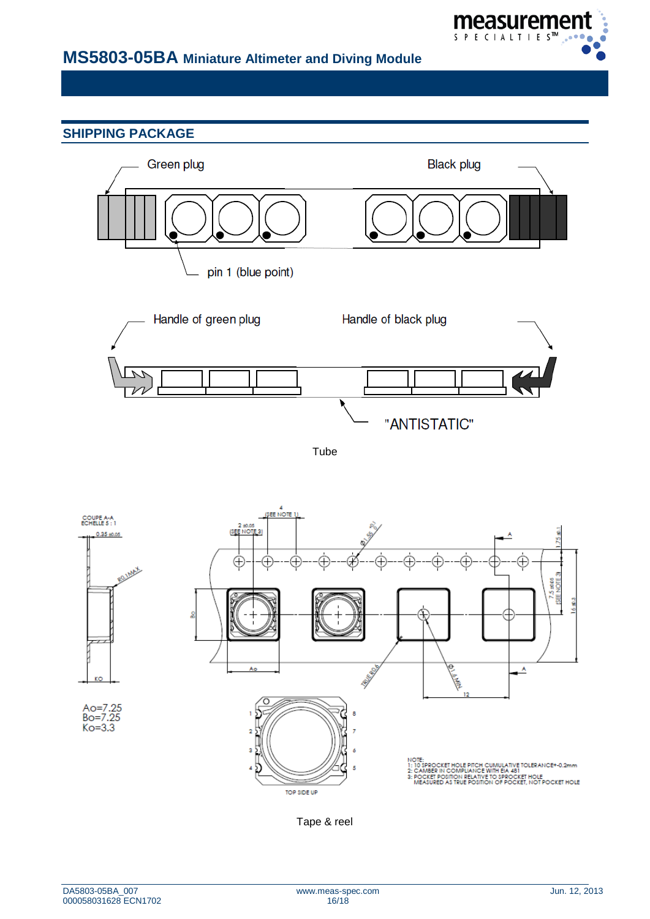## SHIPPING PACKAGE

Green plug

Black plug

pin 1 (blue point)

Handle of green plug

Handle of black plug

"ANTISTATIC"

Tube

COUPE A-A
ECHELLE 5 : 1

0.35 ±0.05

R0.1MAX

KO

Ao=7.25
Bo=7.25
Ko=3.3

4
(SEE NOTE 1)

2 ±0.05
(SEE NOTE 3)

Ø1.55 +0.1 / 0

1.75 ±0.1

7.5 ±0.05
(SEE NOTE 3)

16 ±0.3

Bo

Ao

TRUE R0.6

Ø1.6 MIN

12

A

A

TOP SIDE UP

NOTE:
1: 10 SPROCKET HOLE PITCH CUMULATIVE TOLERANCE+-0.2mm
2: CAMBER IN COMPLIANCE WITH EIA 481
3: POCKET POSITION RELATIVE TO SPROCKET HOLE
MEASURED AS TRUE POSITION OF POCKET, NOT POCKET HOLE

Tape & reel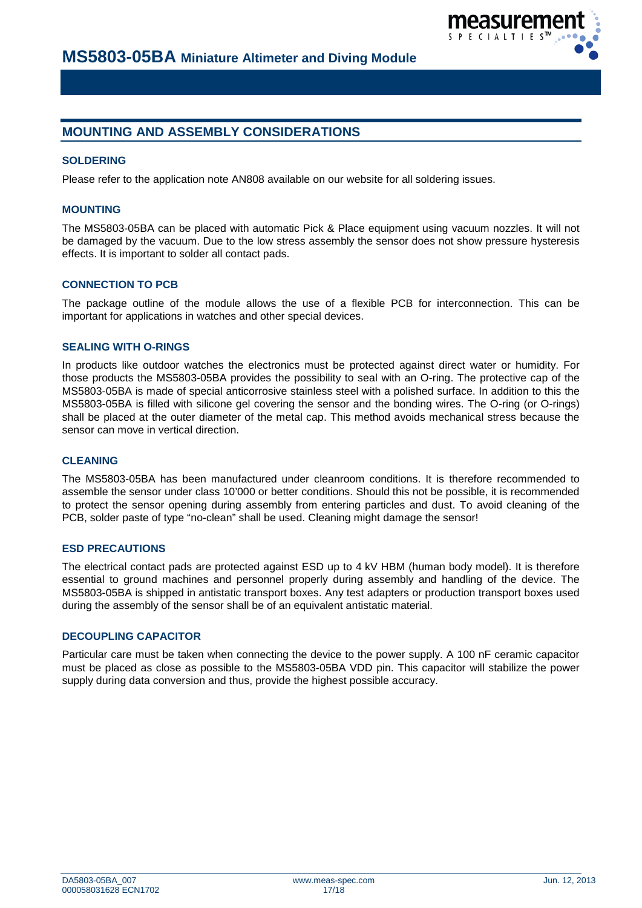## MOUNTING AND ASSEMBLY CONSIDERATIONS

### SOLDERING

Please refer to the application note AN808 available on our website for all soldering issues.

### MOUNTING

The MS5803-05BA can be placed with automatic Pick & Place equipment using vacuum nozzles. It will not be damaged by the vacuum. Due to the low stress assembly the sensor does not show pressure hysteresis effects. It is important to solder all contact pads.

### CONNECTION TO PCB

The package outline of the module allows the use of a flexible PCB for interconnection. This can be important for applications in watches and other special devices.

### SEALING WITH O-RINGS

In products like outdoor watches the electronics must be protected against direct water or humidity. For those products the MS5803-05BA provides the possibility to seal with an O-ring. The protective cap of the MS5803-05BA is made of special anticorrosive stainless steel with a polished surface. In addition to this the MS5803-05BA is filled with silicone gel covering the sensor and the bonding wires. The O-ring (or O-rings) shall be placed at the outer diameter of the metal cap. This method avoids mechanical stress because the sensor can move in vertical direction.

### CLEANING

The MS5803-05BA has been manufactured under cleanroom conditions. It is therefore recommended to assemble the sensor under class 10'000 or better conditions. Should this not be possible, it is recommended to protect the sensor opening during assembly from entering particles and dust. To avoid cleaning of the PCB, solder paste of type "no-clean" shall be used. Cleaning might damage the sensor!

### ESD PRECAUTIONS

The electrical contact pads are protected against ESD up to 4 kV HBM (human body model). It is therefore essential to ground machines and personnel properly during assembly and handling of the device. The MS5803-05BA is shipped in antistatic transport boxes. Any test adapters or production transport boxes used during the assembly of the sensor shall be of an equivalent antistatic material.

### DECOUPLING CAPACITOR

Particular care must be taken when connecting the device to the power supply. A 100 nF ceramic capacitor must be placed as close as possible to the MS5803-05BA VDD pin. This capacitor will stabilize the power supply during data conversion and thus, provide the highest possible accuracy.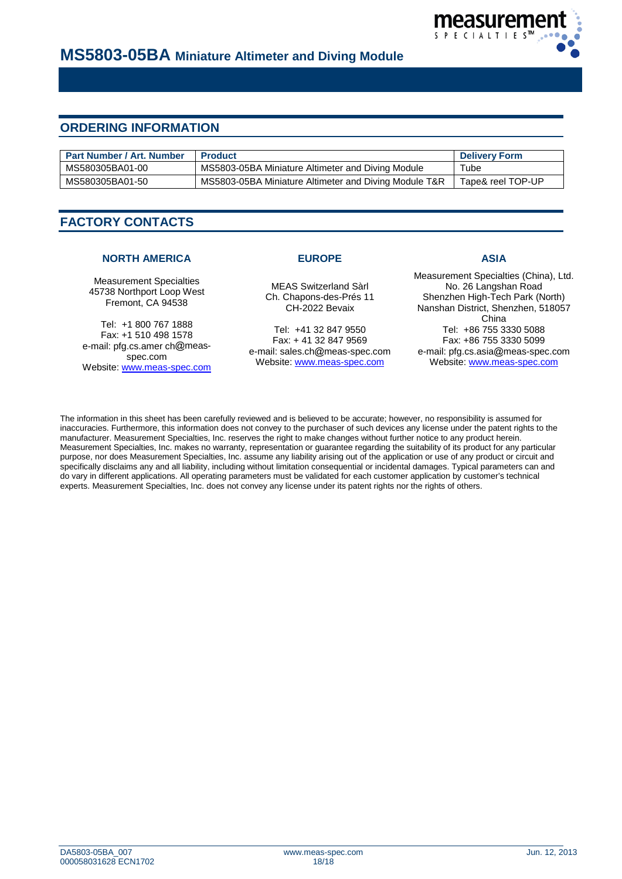## ORDERING INFORMATION

| Part Number / Art. Number | Product | Delivery Form |
| --- | --- | --- |
| MS580305BA01-00 | MS5803-05BA Miniature Altimeter and Diving Module | Tube |
| MS580305BA01-50 | MS5803-05BA Miniature Altimeter and Diving Module T&R | Tape& reel TOP-UP |

## FACTORY CONTACTS

### NORTH AMERICA

Measurement Specialties
45738 Northport Loop West
Fremont, CA 94538

Tel: +1 800 767 1888
Fax: +1 510 498 1578
e-mail: pfg.cs.amer ch@meas-spec.com
Website: www.meas-spec.com

### EUROPE

MEAS Switzerland Sàrl
Ch. Chapons-des-Prés 11
CH-2022 Bevaix

Tel: +41 32 847 9550
Fax: + 41 32 847 9569
e-mail: sales.ch@meas-spec.com
Website: www.meas-spec.com

### ASIA

Measurement Specialties (China), Ltd.
No. 26 Langshan Road
Shenzhen High-Tech Park (North)
Nanshan District, Shenzhen, 518057
China
Tel: +86 755 3330 5088
Fax: +86 755 3330 5099
e-mail: pfg.cs.asia@meas-spec.com
Website: www.meas-spec.com

The information in this sheet has been carefully reviewed and is believed to be accurate; however, no responsibility is assumed for inaccuracies. Furthermore, this information does not convey to the purchaser of such devices any license under the patent rights to the manufacturer. Measurement Specialties, Inc. reserves the right to make changes without further notice to any product herein. Measurement Specialties, Inc. makes no warranty, representation or guarantee regarding the suitability of its product for any particular purpose, nor does Measurement Specialties, Inc. assume any liability arising out of the application or use of any product or circuit and specifically disclaims any and all liability, including without limitation consequential or incidental damages. Typical parameters can and do vary in different applications. All operating parameters must be validated for each customer application by customer's technical experts. Measurement Specialties, Inc. does not convey any license under its patent rights nor the rights of others.